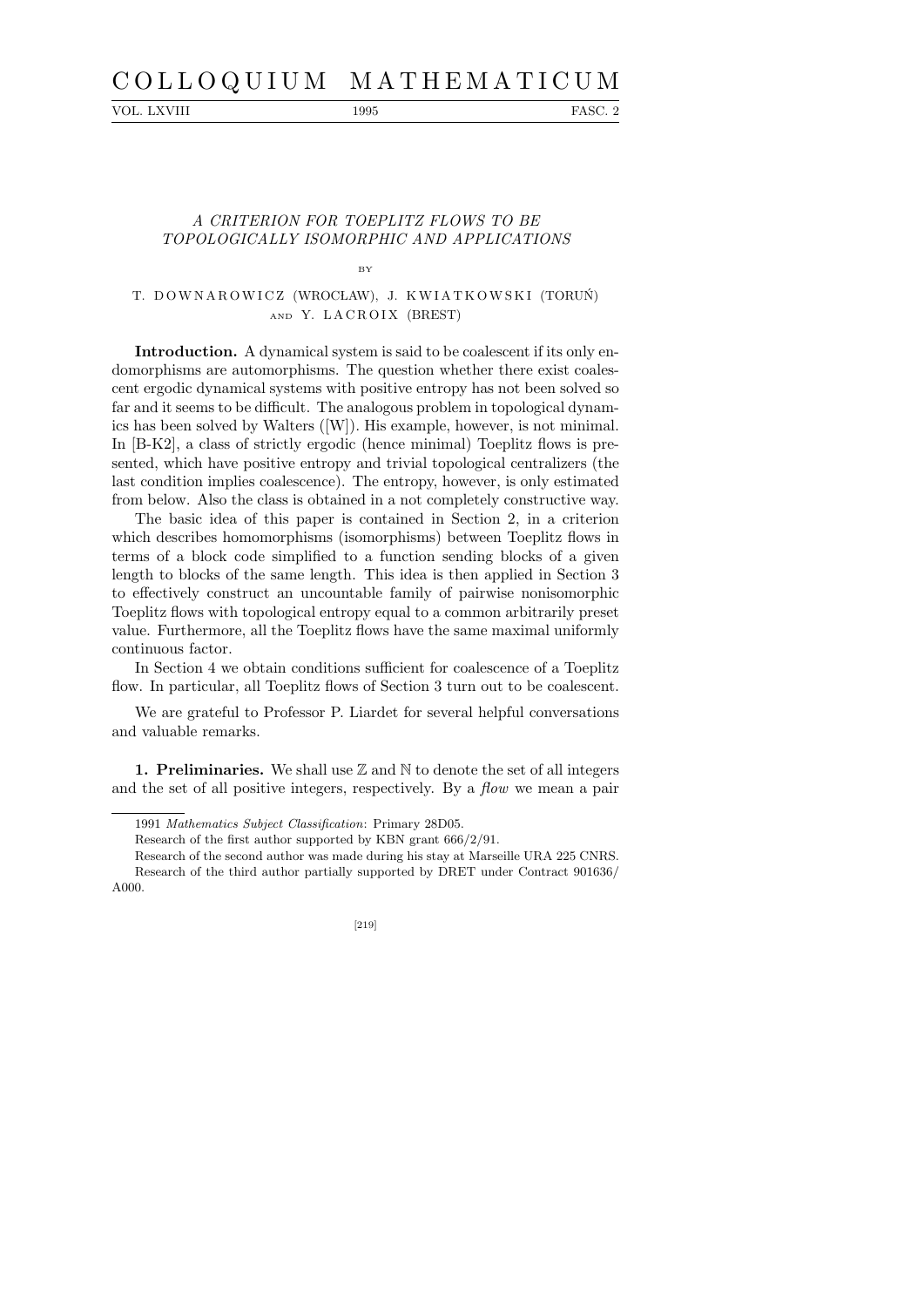# A CRITERION FOR TOEPLITZ FLOWS TO BE TOPOLOGICALLY ISOMORPHIC AND APPLICATIONS

BY

T. DOWNAROWICZ (WROCŁAW), J. KWIATKOWSKI (TORUŃ) AND Y. LACROIX (BREST)

**Introduction.** A dynamical system is said to be coalescent if its only endomorphisms are automorphisms. The question whether there exist coalescent ergodic dynamical systems with positive entropy has not been solved so far and it seems to be difficult. The analogous problem in topological dynamics has been solved by Walters ([W]). His example, however, is not minimal. In [B-K2], a class of strictly ergodic (hence minimal) Toeplitz flows is presented, which have positive entropy and trivial topological centralizers (the last condition implies coalescence). The entropy, however, is only estimated from below. Also the class is obtained in a not completely constructive way.

The basic idea of this paper is contained in Section 2, in a criterion which describes homomorphisms (isomorphisms) between Toeplitz flows in terms of a block code simplified to a function sending blocks of a given length to blocks of the same length. This idea is then applied in Section 3 to effectively construct an uncountable family of pairwise nonisomorphic Toeplitz flows with topological entropy equal to a common arbitrarily preset value. Furthermore, all the Toeplitz flows have the same maximal uniformly continuous factor.

In Section 4 we obtain conditions sufficient for coalescence of a Toeplitz flow. In particular, all Toeplitz flows of Section 3 turn out to be coalescent.

We are grateful to Professor P. Liardet for several helpful conversations and valuable remarks.

**1. Preliminaries.** We shall use $\mathbb{Z}$ and $\mathbb{N}$ to denote the set of all integers and the set of all positive integers, respectively. By a *flow* we mean a pair

---

1991 *Mathematics Subject Classification*: Primary 28D05.

Research of the first author supported by KBN grant 666/2/91.

Research of the second author was made during his stay at Marseille URA 225 CNRS.

Research of the third author partially supported by DRET under Contract 901636/A000.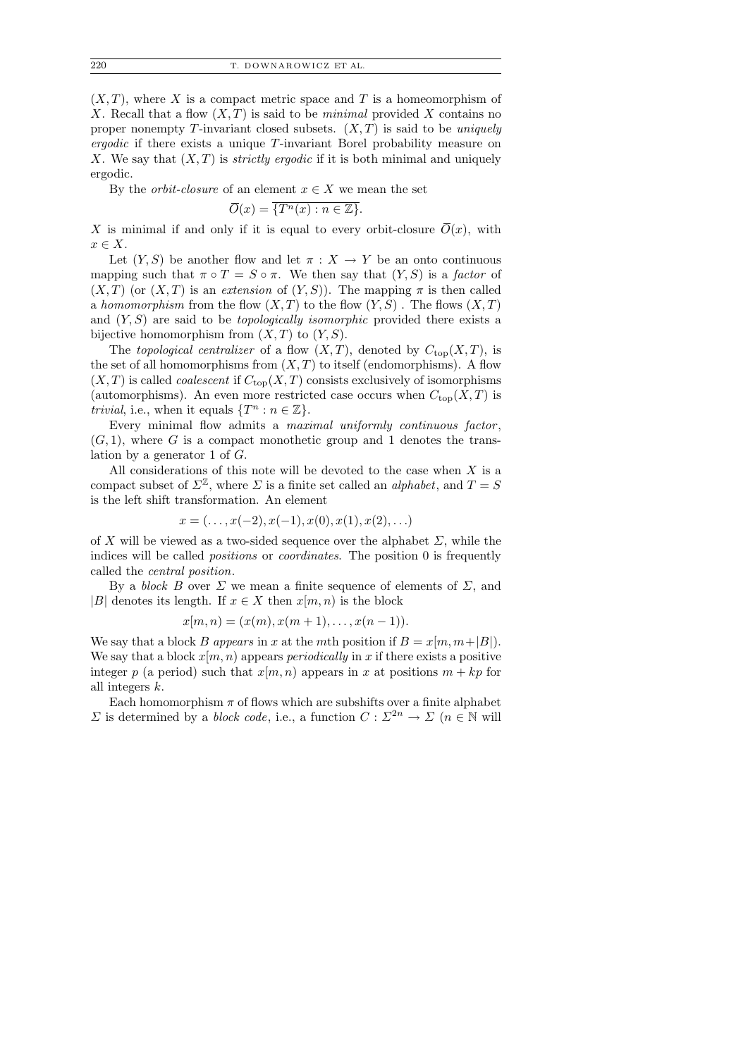$(X,T)$, where $X$ is a compact metric space and $T$ is a homeomorphism of $X$. Recall that a flow $(X,T)$ is said to be *minimal* provided $X$ contains no proper nonempty $T$-invariant closed subsets. $(X,T)$ is said to be *uniquely ergodic* if there exists a unique $T$-invariant Borel probability measure on $X$. We say that $(X,T)$ is *strictly ergodic* if it is both minimal and uniquely ergodic.

By the *orbit-closure* of an element $x \in X$ we mean the set

$$\overline{O}(x) = \overline{\{T^n(x) : n \in \mathbb{Z}\}}.$$

$X$ is minimal if and only if it is equal to every orbit-closure $\overline{O}(x)$, with $x \in X$.

Let $(Y,S)$ be another flow and let $\pi : X \to Y$ be an onto continuous mapping such that $\pi \circ T = S \circ \pi$. We then say that $(Y,S)$ is a *factor* of $(X,T)$ (or $(X,T)$ is an *extension* of $(Y,S)$). The mapping $\pi$ is then called a *homomorphism* from the flow $(X,T)$ to the flow $(Y,S)$ . The flows $(X,T)$ and $(Y,S)$ are said to be *topologically isomorphic* provided there exists a bijective homomorphism from $(X,T)$ to $(Y,S)$.

The *topological centralizer* of a flow $(X,T)$, denoted by $C_{\mathrm{top}}(X,T)$, is the set of all homomorphisms from $(X,T)$ to itself (endomorphisms). A flow $(X,T)$ is called *coalescent* if $C_{\mathrm{top}}(X,T)$ consists exclusively of isomorphisms (automorphisms). An even more restricted case occurs when $C_{\mathrm{top}}(X,T)$ is *trivial*, i.e., when it equals $\{T^n : n \in \mathbb{Z}\}$.

Every minimal flow admits a *maximal uniformly continuous factor*, $(G, 1)$, where $G$ is a compact monothetic group and 1 denotes the translation by a generator 1 of $G$.

All considerations of this note will be devoted to the case when $X$ is a compact subset of $\Sigma^{\mathbb{Z}}$, where $\Sigma$ is a finite set called an *alphabet*, and $T = S$ is the left shift transformation. An element

$$x = (\ldots, x(-2), x(-1), x(0), x(1), x(2), \ldots)$$

of $X$ will be viewed as a two-sided sequence over the alphabet $\Sigma$, while the indices will be called *positions* or *coordinates*. The position 0 is frequently called the *central position*.

By a *block* $B$ over $\Sigma$ we mean a finite sequence of elements of $\Sigma$, and $|B|$ denotes its length. If $x \in X$ then $x[m,n)$ is the block

$$x[m,n) = (x(m), x(m+1), \ldots, x(n-1)).$$

We say that a block $B$ *appears* in $x$ at the $m$th position if $B = x[m, m+|B|)$. We say that a block $x[m,n)$ appears *periodically* in $x$ if there exists a positive integer $p$ (a period) such that $x[m,n)$ appears in $x$ at positions $m + kp$ for all integers $k$.

Each homomorphism $\pi$ of flows which are subshifts over a finite alphabet $\Sigma$ is determined by a *block code*, i.e., a function $C : \Sigma^{2n} \to \Sigma$ ($n \in \mathbb{N}$ will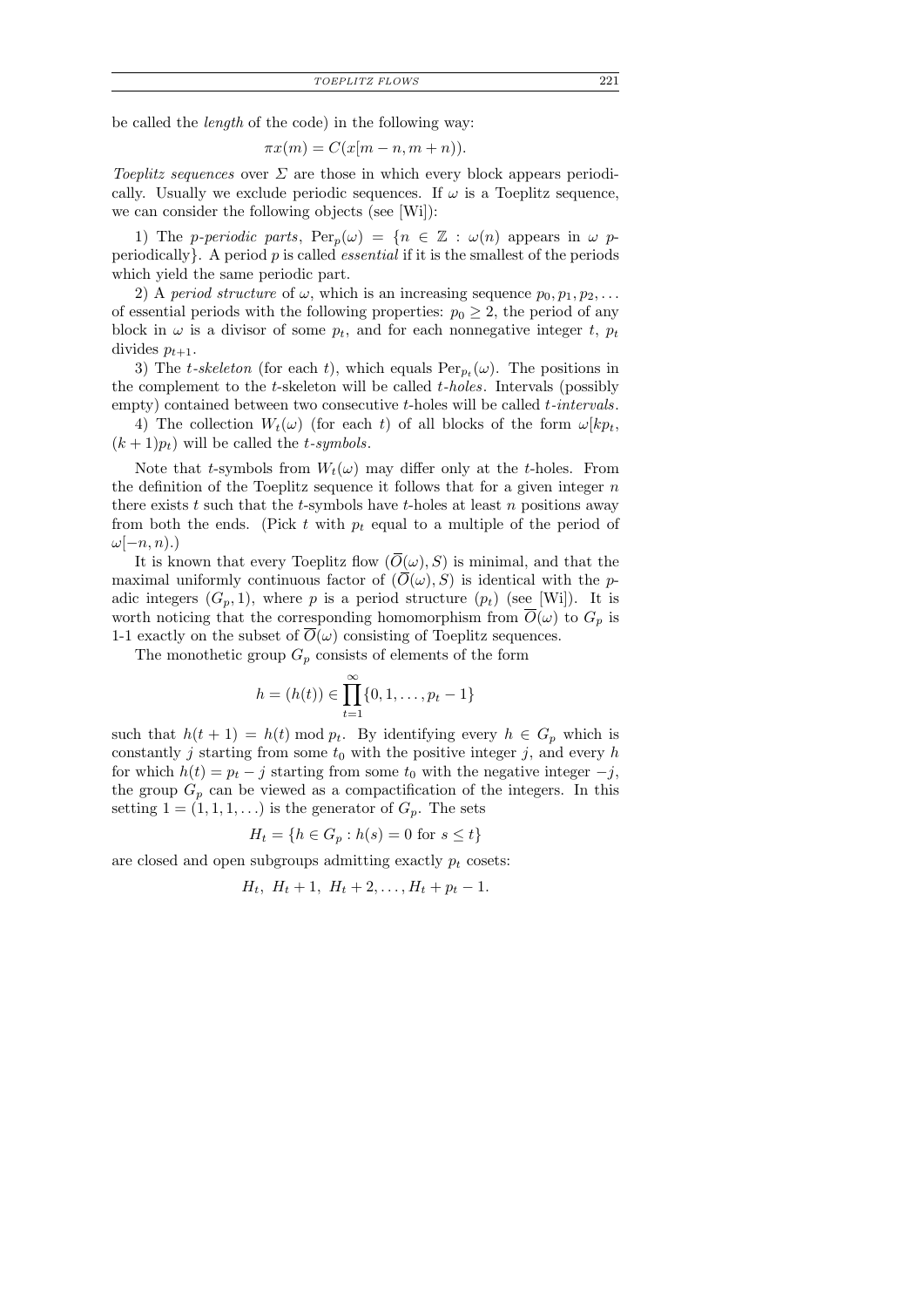be called the *length* of the code) in the following way:

$$\pi x(m) = C(x[m-n, m+n)).$$

*Toeplitz sequences* over $\Sigma$ are those in which every block appears periodically. Usually we exclude periodic sequences. If $\omega$ is a Toeplitz sequence, we can consider the following objects (see [Wi]):

1) The *p-periodic parts*, $\mathrm{Per}_p(\omega) = \{n \in \mathbb{Z} : \omega(n)$ appears in $\omega$ $p$-periodically$\}$. A period $p$ is called *essential* if it is the smallest of the periods which yield the same periodic part.

2) A *period structure* of $\omega$, which is an increasing sequence $p_0, p_1, p_2, \ldots$ of essential periods with the following properties: $p_0 \geq 2$, the period of any block in $\omega$ is a divisor of some $p_t$, and for each nonnegative integer $t$, $p_t$ divides $p_{t+1}$.

3) The *t-skeleton* (for each $t$), which equals $\mathrm{Per}_{p_t}(\omega)$. The positions in the complement to the $t$-skeleton will be called *t-holes*. Intervals (possibly empty) contained between two consecutive $t$-holes will be called *t-intervals*.

4) The collection $W_t(\omega)$ (for each $t$) of all blocks of the form $\omega[kp_t, (k+1)p_t)$ will be called the *t-symbols*.

Note that $t$-symbols from $W_t(\omega)$ may differ only at the $t$-holes. From the definition of the Toeplitz sequence it follows that for a given integer $n$ there exists $t$ such that the $t$-symbols have $t$-holes at least $n$ positions away from both the ends. (Pick $t$ with $p_t$ equal to a multiple of the period of $\omega[-n, n)$.)

It is known that every Toeplitz flow $(\overline{O}(\omega), S)$ is minimal, and that the maximal uniformly continuous factor of $(\overline{O}(\omega), S)$ is identical with the $p$-adic integers $(G_p, 1)$, where $p$ is a period structure $(p_t)$ (see [Wi]). It is worth noticing that the corresponding homomorphism from $\overline{O}(\omega)$ to $G_p$ is 1-1 exactly on the subset of $\overline{O}(\omega)$ consisting of Toeplitz sequences.

The monothetic group $G_p$ consists of elements of the form

$$h = (h(t)) \in \prod_{t=1}^{\infty} \{0, 1, \ldots, p_t - 1\}$$

such that $h(t+1) = h(t) \bmod p_t$. By identifying every $h \in G_p$ which is constantly $j$ starting from some $t_0$ with the positive integer $j$, and every $h$ for which $h(t) = p_t - j$ starting from some $t_0$ with the negative integer $-j$, the group $G_p$ can be viewed as a compactification of the integers. In this setting $1 = (1, 1, 1, \ldots)$ is the generator of $G_p$. The sets

$$H_t = \{h \in G_p : h(s) = 0 \text{ for } s \leq t\}$$

are closed and open subgroups admitting exactly $p_t$ cosets:

$$H_t,\ H_t + 1,\ H_t + 2, \ldots, H_t + p_t - 1.$$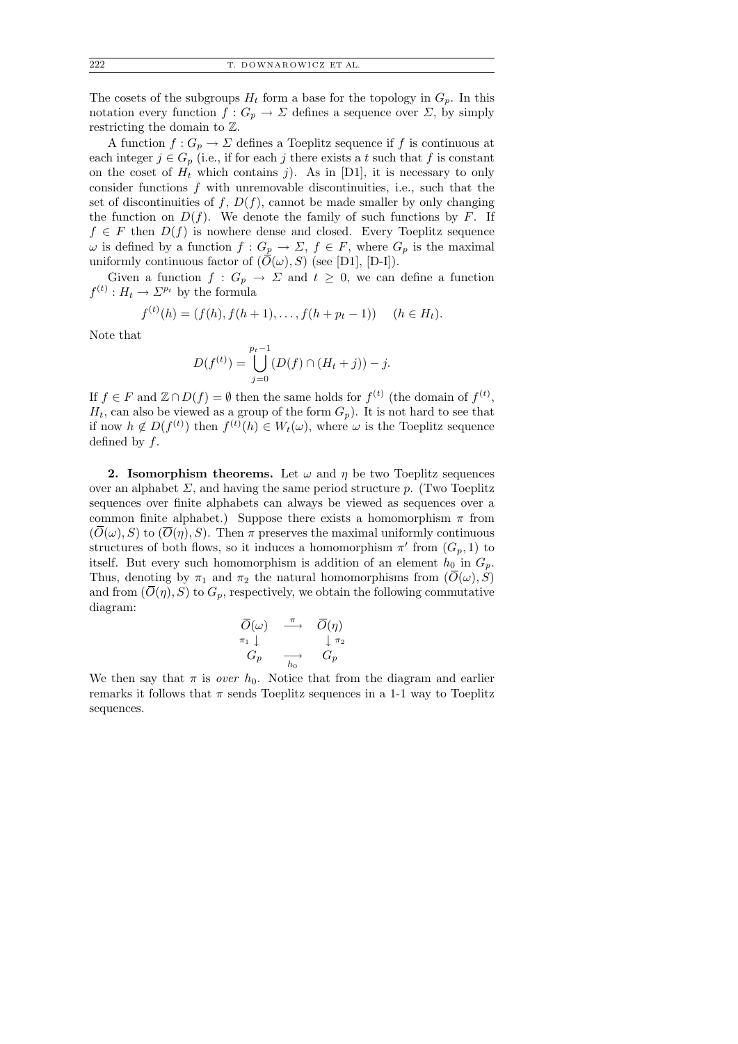The cosets of the subgroups $H_t$ form a base for the topology in $G_p$. In this notation every function $f : G_p \to \Sigma$ defines a sequence over $\Sigma$, by simply restricting the domain to $\mathbb{Z}$.

A function $f : G_p \to \Sigma$ defines a Toeplitz sequence if $f$ is continuous at each integer $j \in G_p$ (i.e., if for each $j$ there exists a $t$ such that $f$ is constant on the coset of $H_t$ which contains $j$). As in [D1], it is necessary to only consider functions $f$ with unremovable discontinuities, i.e., such that the set of discontinuities of $f$, $D(f)$, cannot be made smaller by only changing the function on $D(f)$. We denote the family of such functions by $F$. If $f \in F$ then $D(f)$ is nowhere dense and closed. Every Toeplitz sequence $\omega$ is defined by a function $f : G_p \to \Sigma$, $f \in F$, where $G_p$ is the maximal uniformly continuous factor of $(\overline{O}(\omega), S)$ (see [D1], [D-I]).

Given a function $f : G_p \to \Sigma$ and $t \geq 0$, we can define a function $f^{(t)} : H_t \to \Sigma^{p_t}$ by the formula

$$f^{(t)}(h) = (f(h), f(h+1), \ldots, f(h+p_t-1)) \quad (h \in H_t).$$

Note that

$$D(f^{(t)}) = \bigcup_{j=0}^{p_t-1} (D(f) \cap (H_t + j)) - j.$$

If $f \in F$ and $\mathbb{Z} \cap D(f) = \emptyset$ then the same holds for $f^{(t)}$ (the domain of $f^{(t)}$, $H_t$, can also be viewed as a group of the form $G_p$). It is not hard to see that if now $h \notin D(f^{(t)})$ then $f^{(t)}(h) \in W_t(\omega)$, where $\omega$ is the Toeplitz sequence defined by $f$.

**2. Isomorphism theorems.** Let $\omega$ and $\eta$ be two Toeplitz sequences over an alphabet $\Sigma$, and having the same period structure $p$. (Two Toeplitz sequences over finite alphabets can always be viewed as sequences over a common finite alphabet.) Suppose there exists a homomorphism $\pi$ from $(\overline{O}(\omega), S)$ to $(\overline{O}(\eta), S)$. Then $\pi$ preserves the maximal uniformly continuous structures of both flows, so it induces a homomorphism $\pi'$ from $(G_p, 1)$ to itself. But every such homomorphism is addition of an element $h_0$ in $G_p$. Thus, denoting by $\pi_1$ and $\pi_2$ the natural homomorphisms from $(\overline{O}(\omega), S)$ and from $(\overline{O}(\eta), S)$ to $G_p$, respectively, we obtain the following commutative diagram:

$$\begin{array}{ccc} \overline{O}(\omega) & \xrightarrow{\pi} & \overline{O}(\eta) \\ {\scriptstyle \pi_1} \downarrow & & \downarrow {\scriptstyle \pi_2} \\ G_p & \xrightarrow[h_0]{} & G_p \end{array}$$

We then say that $\pi$ is *over* $h_0$. Notice that from the diagram and earlier remarks it follows that $\pi$ sends Toeplitz sequences in a 1-1 way to Toeplitz sequences.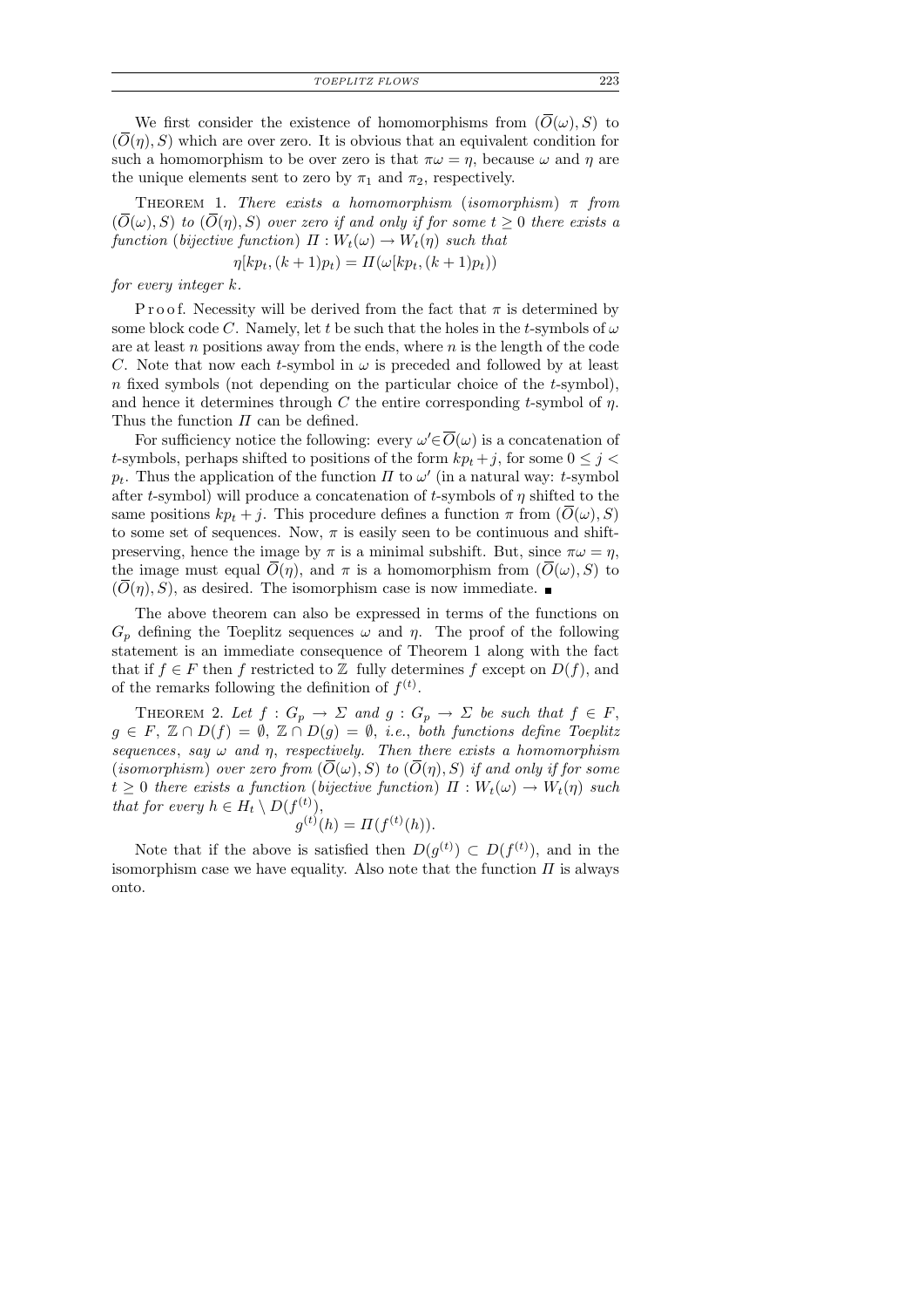We first consider the existence of homomorphisms from $(\overline{O}(\omega), S)$ to $(\overline{O}(\eta), S)$ which are over zero. It is obvious that an equivalent condition for such a homomorphism to be over zero is that $\pi\omega = \eta$, because $\omega$ and $\eta$ are the unique elements sent to zero by $\pi_1$ and $\pi_2$, respectively.

THEOREM 1. *There exists a homomorphism* (*isomorphism*) $\pi$ *from* $(\overline{O}(\omega), S)$ *to* $(\overline{O}(\eta), S)$ *over zero if and only if for some* $t \geq 0$ *there exists a function* (*bijective function*) $\Pi : W_t(\omega) \to W_t(\eta)$ *such that*

$$\eta[kp_t, (k+1)p_t) = \Pi(\omega[kp_t, (k+1)p_t))$$

*for every integer* $k$.

Proof. Necessity will be derived from the fact that $\pi$ is determined by some block code $C$. Namely, let $t$ be such that the holes in the $t$-symbols of $\omega$ are at least $n$ positions away from the ends, where $n$ is the length of the code $C$. Note that now each $t$-symbol in $\omega$ is preceded and followed by at least $n$ fixed symbols (not depending on the particular choice of the $t$-symbol), and hence it determines through $C$ the entire corresponding $t$-symbol of $\eta$. Thus the function $\Pi$ can be defined.

For sufficiency notice the following: every $\omega' \in \overline{O}(\omega)$ is a concatenation of $t$-symbols, perhaps shifted to positions of the form $kp_t + j$, for some $0 \leq j < p_t$. Thus the application of the function $\Pi$ to $\omega'$ (in a natural way: $t$-symbol after $t$-symbol) will produce a concatenation of $t$-symbols of $\eta$ shifted to the same positions $kp_t + j$. This procedure defines a function $\pi$ from $(\overline{O}(\omega), S)$ to some set of sequences. Now, $\pi$ is easily seen to be continuous and shift-preserving, hence the image by $\pi$ is a minimal subshift. But, since $\pi\omega = \eta$, the image must equal $\overline{O}(\eta)$, and $\pi$ is a homomorphism from $(\overline{O}(\omega), S)$ to $(\overline{O}(\eta), S)$, as desired. The isomorphism case is now immediate. ■

The above theorem can also be expressed in terms of the functions on $G_p$ defining the Toeplitz sequences $\omega$ and $\eta$. The proof of the following statement is an immediate consequence of Theorem 1 along with the fact that if $f \in F$ then $f$ restricted to $\mathbb{Z}$ fully determines $f$ except on $D(f)$, and of the remarks following the definition of $f^{(t)}$.

THEOREM 2. *Let* $f : G_p \to \Sigma$ *and* $g : G_p \to \Sigma$ *be such that* $f \in F$, $g \in F$, $\mathbb{Z} \cap D(f) = \emptyset$, $\mathbb{Z} \cap D(g) = \emptyset$, *i.e., both functions define Toeplitz sequences, say* $\omega$ *and* $\eta$, *respectively. Then there exists a homomorphism* (*isomorphism*) *over zero from* $(\overline{O}(\omega), S)$ *to* $(\overline{O}(\eta), S)$ *if and only if for some* $t \geq 0$ *there exists a function* (*bijective function*) $\Pi : W_t(\omega) \to W_t(\eta)$ *such that for every* $h \in H_t \setminus D(f^{(t)})$,

$$g^{(t)}(h) = \Pi(f^{(t)}(h)).$$

Note that if the above is satisfied then $D(g^{(t)}) \subset D(f^{(t)})$, and in the isomorphism case we have equality. Also note that the function $\Pi$ is always onto.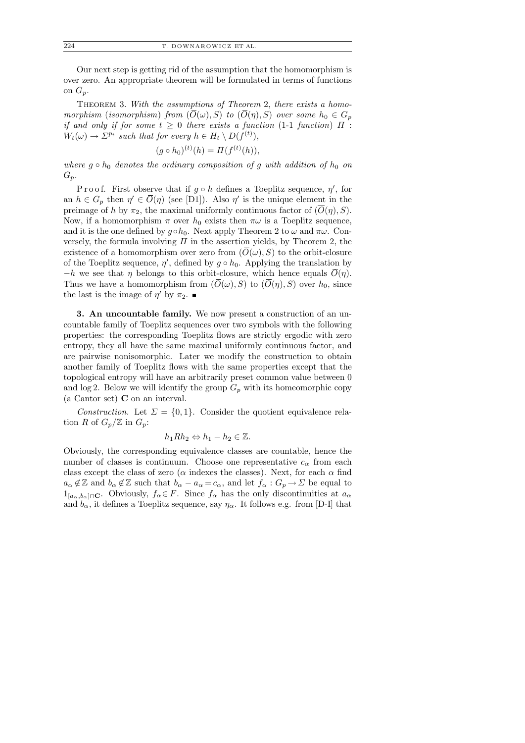Our next step is getting rid of the assumption that the homomorphism is over zero. An appropriate theorem will be formulated in terms of functions on $G_p$.

Theorem 3. *With the assumptions of Theorem* 2, *there exists a homomorphism* (*isomorphism*) *from* $(\overline{O}(\omega), S)$ *to* $(\overline{O}(\eta), S)$ *over some* $h_0 \in G_p$ *if and only if for some* $t \geq 0$ *there exists a function* (1-1 *function*) $\Pi : W_t(\omega) \to \Sigma^{p_t}$ *such that for every* $h \in H_t \setminus D(f^{(t)})$,

$$(g \circ h_0)^{(t)}(h) = \Pi(f^{(t)}(h)),$$

*where* $g \circ h_0$ *denotes the ordinary composition of* $g$ *with addition of* $h_0$ *on* $G_p$.

Proof. First observe that if $g \circ h$ defines a Toeplitz sequence, $\eta'$, for an $h \in G_p$ then $\eta' \in \overline{O}(\eta)$ (see [D1]). Also $\eta'$ is the unique element in the preimage of $h$ by $\pi_2$, the maximal uniformly continuous factor of $(\overline{O}(\eta), S)$. Now, if a homomorphism $\pi$ over $h_0$ exists then $\pi\omega$ is a Toeplitz sequence, and it is the one defined by $g \circ h_0$. Next apply Theorem 2 to $\omega$ and $\pi\omega$. Conversely, the formula involving $\Pi$ in the assertion yields, by Theorem 2, the existence of a homomorphism over zero from $(\overline{O}(\omega), S)$ to the orbit-closure of the Toeplitz sequence, $\eta'$, defined by $g \circ h_0$. Applying the translation by $-h$ we see that $\eta$ belongs to this orbit-closure, which hence equals $\overline{O}(\eta)$. Thus we have a homomorphism from $(\overline{O}(\omega), S)$ to $(\overline{O}(\eta), S)$ over $h_0$, since the last is the image of $\eta'$ by $\pi_2$. ∎

**3. An uncountable family.** We now present a construction of an uncountable family of Toeplitz sequences over two symbols with the following properties: the corresponding Toeplitz flows are strictly ergodic with zero entropy, they all have the same maximal uniformly continuous factor, and are pairwise nonisomorphic. Later we modify the construction to obtain another family of Toeplitz flows with the same properties except that the topological entropy will have an arbitrarily preset common value between 0 and $\log 2$. Below we will identify the group $G_p$ with its homeomorphic copy (a Cantor set) $\mathbf{C}$ on an interval.

*Construction.* Let $\Sigma = \{0, 1\}$. Consider the quotient equivalence relation $R$ of $G_p/\mathbb{Z}$ in $G_p$:

$$h_1 R h_2 \Leftrightarrow h_1 - h_2 \in \mathbb{Z}.$$

Obviously, the corresponding equivalence classes are countable, hence the number of classes is continuum. Choose one representative $c_\alpha$ from each class except the class of zero ($\alpha$ indexes the classes). Next, for each $\alpha$ find $a_\alpha \notin \mathbb{Z}$ and $b_\alpha \notin \mathbb{Z}$ such that $b_\alpha - a_\alpha = c_\alpha$, and let $f_\alpha : G_p \to \Sigma$ be equal to $1_{[a_\alpha, b_\alpha] \cap \mathbf{C}}$. Obviously, $f_\alpha \in F$. Since $f_\alpha$ has the only discontinuities at $a_\alpha$ and $b_\alpha$, it defines a Toeplitz sequence, say $\eta_\alpha$. It follows e.g. from [D-I] that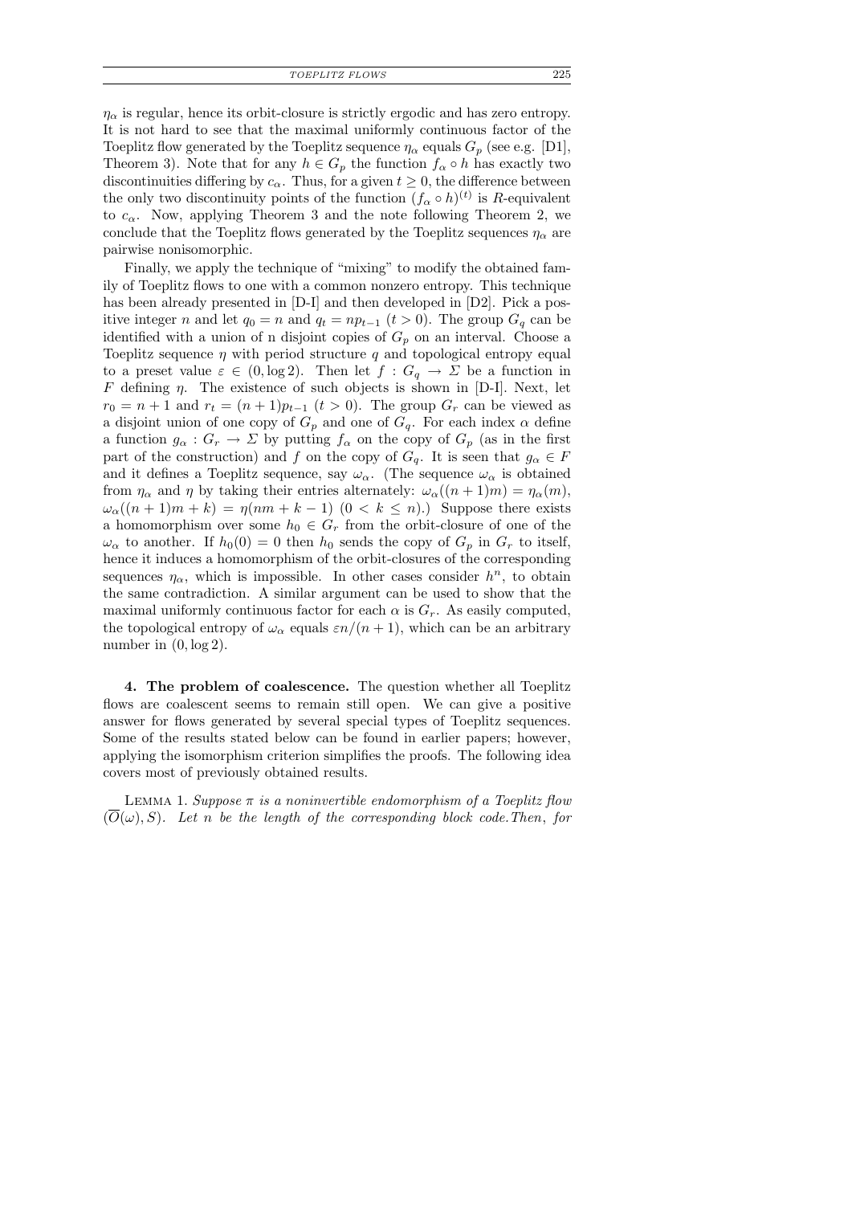$\eta_\alpha$ is regular, hence its orbit-closure is strictly ergodic and has zero entropy. It is not hard to see that the maximal uniformly continuous factor of the Toeplitz flow generated by the Toeplitz sequence $\eta_\alpha$ equals $G_p$ (see e.g. [D1], Theorem 3). Note that for any $h \in G_p$ the function $f_\alpha \circ h$ has exactly two discontinuities differing by $c_\alpha$. Thus, for a given $t \geq 0$, the difference between the only two discontinuity points of the function $(f_\alpha \circ h)^{(t)}$ is $R$-equivalent to $c_\alpha$. Now, applying Theorem 3 and the note following Theorem 2, we conclude that the Toeplitz flows generated by the Toeplitz sequences $\eta_\alpha$ are pairwise nonisomorphic.

Finally, we apply the technique of "mixing" to modify the obtained family of Toeplitz flows to one with a common nonzero entropy. This technique has been already presented in [D-I] and then developed in [D2]. Pick a positive integer $n$ and let $q_0 = n$ and $q_t = np_{t-1}$ $(t > 0)$. The group $G_q$ can be identified with a union of n disjoint copies of $G_p$ on an interval. Choose a Toeplitz sequence $\eta$ with period structure $q$ and topological entropy equal to a preset value $\varepsilon \in (0, \log 2)$. Then let $f : G_q \to \Sigma$ be a function in $F$ defining $\eta$. The existence of such objects is shown in [D-I]. Next, let $r_0 = n + 1$ and $r_t = (n + 1)p_{t-1}$ $(t > 0)$. The group $G_r$ can be viewed as a disjoint union of one copy of $G_p$ and one of $G_q$. For each index $\alpha$ define a function $g_\alpha : G_r \to \Sigma$ by putting $f_\alpha$ on the copy of $G_p$ (as in the first part of the construction) and $f$ on the copy of $G_q$. It is seen that $g_\alpha \in F$ and it defines a Toeplitz sequence, say $\omega_\alpha$. (The sequence $\omega_\alpha$ is obtained from $\eta_\alpha$ and $\eta$ by taking their entries alternately: $\omega_\alpha((n + 1)m) = \eta_\alpha(m)$, $\omega_\alpha((n + 1)m + k) = \eta(nm + k - 1)$ $(0 < k \leq n)$.) Suppose there exists a homomorphism over some $h_0 \in G_r$ from the orbit-closure of one of the $\omega_\alpha$ to another. If $h_0(0) = 0$ then $h_0$ sends the copy of $G_p$ in $G_r$ to itself, hence it induces a homomorphism of the orbit-closures of the corresponding sequences $\eta_\alpha$, which is impossible. In other cases consider $h^n$, to obtain the same contradiction. A similar argument can be used to show that the maximal uniformly continuous factor for each $\alpha$ is $G_r$. As easily computed, the topological entropy of $\omega_\alpha$ equals $\varepsilon n/(n + 1)$, which can be an arbitrary number in $(0, \log 2)$.

**4. The problem of coalescence.** The question whether all Toeplitz flows are coalescent seems to remain still open. We can give a positive answer for flows generated by several special types of Toeplitz sequences. Some of the results stated below can be found in earlier papers; however, applying the isomorphism criterion simplifies the proofs. The following idea covers most of previously obtained results.

Lemma 1. *Suppose $\pi$ is a noninvertible endomorphism of a Toeplitz flow $(\overline{O}(\omega), S)$. Let $n$ be the length of the corresponding block code. Then, for*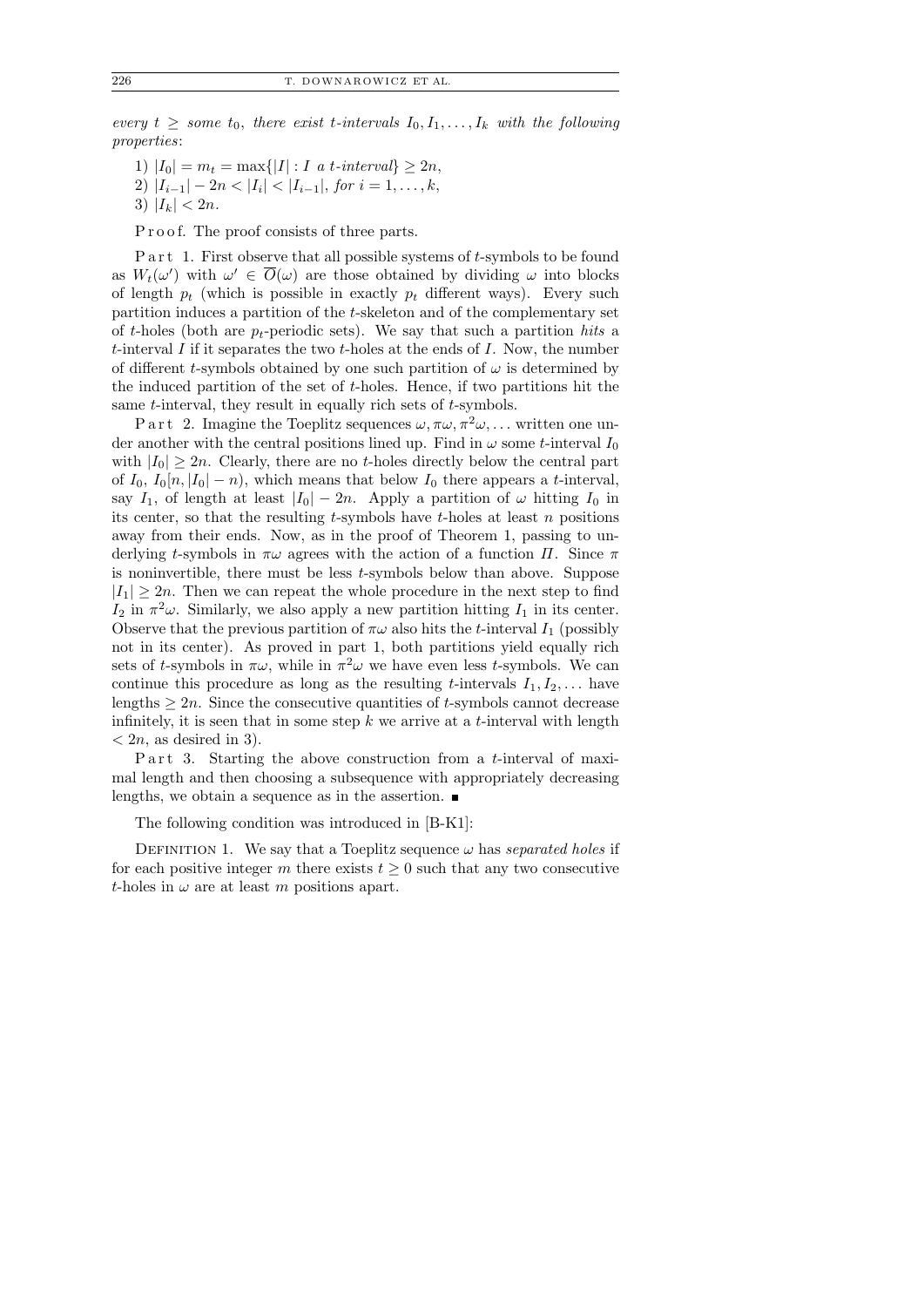*every $t \geq$ some $t_0$, there exist $t$-intervals $I_0, I_1, \ldots, I_k$ with the following properties*:

1) $|I_0| = m_t = \max\{|I| : I \text{ a } t\text{-interval}\} \geq 2n$,
2) $|I_{i-1}| - 2n < |I_i| < |I_{i-1}|$, *for* $i = 1, \ldots, k$,
3) $|I_k| < 2n$.

Proof. The proof consists of three parts.

Part 1. First observe that all possible systems of $t$-symbols to be found as $W_t(\omega')$ with $\omega' \in \overline{O}(\omega)$ are those obtained by dividing $\omega$ into blocks of length $p_t$ (which is possible in exactly $p_t$ different ways). Every such partition induces a partition of the $t$-skeleton and of the complementary set of $t$-holes (both are $p_t$-periodic sets). We say that such a partition *hits* a $t$-interval $I$ if it separates the two $t$-holes at the ends of $I$. Now, the number of different $t$-symbols obtained by one such partition of $\omega$ is determined by the induced partition of the set of $t$-holes. Hence, if two partitions hit the same $t$-interval, they result in equally rich sets of $t$-symbols.

Part 2. Imagine the Toeplitz sequences $\omega, \pi\omega, \pi^2\omega, \ldots$ written one under another with the central positions lined up. Find in $\omega$ some $t$-interval $I_0$ with $|I_0| \geq 2n$. Clearly, there are no $t$-holes directly below the central part of $I_0$, $I_0[n, |I_0| - n)$, which means that below $I_0$ there appears a $t$-interval, say $I_1$, of length at least $|I_0| - 2n$. Apply a partition of $\omega$ hitting $I_0$ in its center, so that the resulting $t$-symbols have $t$-holes at least $n$ positions away from their ends. Now, as in the proof of Theorem 1, passing to underlying $t$-symbols in $\pi\omega$ agrees with the action of a function $\Pi$. Since $\pi$ is noninvertible, there must be less $t$-symbols below than above. Suppose $|I_1| \geq 2n$. Then we can repeat the whole procedure in the next step to find $I_2$ in $\pi^2\omega$. Similarly, we also apply a new partition hitting $I_1$ in its center. Observe that the previous partition of $\pi\omega$ also hits the $t$-interval $I_1$ (possibly not in its center). As proved in part 1, both partitions yield equally rich sets of $t$-symbols in $\pi\omega$, while in $\pi^2\omega$ we have even less $t$-symbols. We can continue this procedure as long as the resulting $t$-intervals $I_1, I_2, \ldots$ have lengths $\geq 2n$. Since the consecutive quantities of $t$-symbols cannot decrease infinitely, it is seen that in some step $k$ we arrive at a $t$-interval with length $< 2n$, as desired in 3).

Part 3. Starting the above construction from a $t$-interval of maximal length and then choosing a subsequence with appropriately decreasing lengths, we obtain a sequence as in the assertion. ■

The following condition was introduced in [B-K1]:

Definition 1. We say that a Toeplitz sequence $\omega$ has *separated holes* if for each positive integer $m$ there exists $t \geq 0$ such that any two consecutive $t$-holes in $\omega$ are at least $m$ positions apart.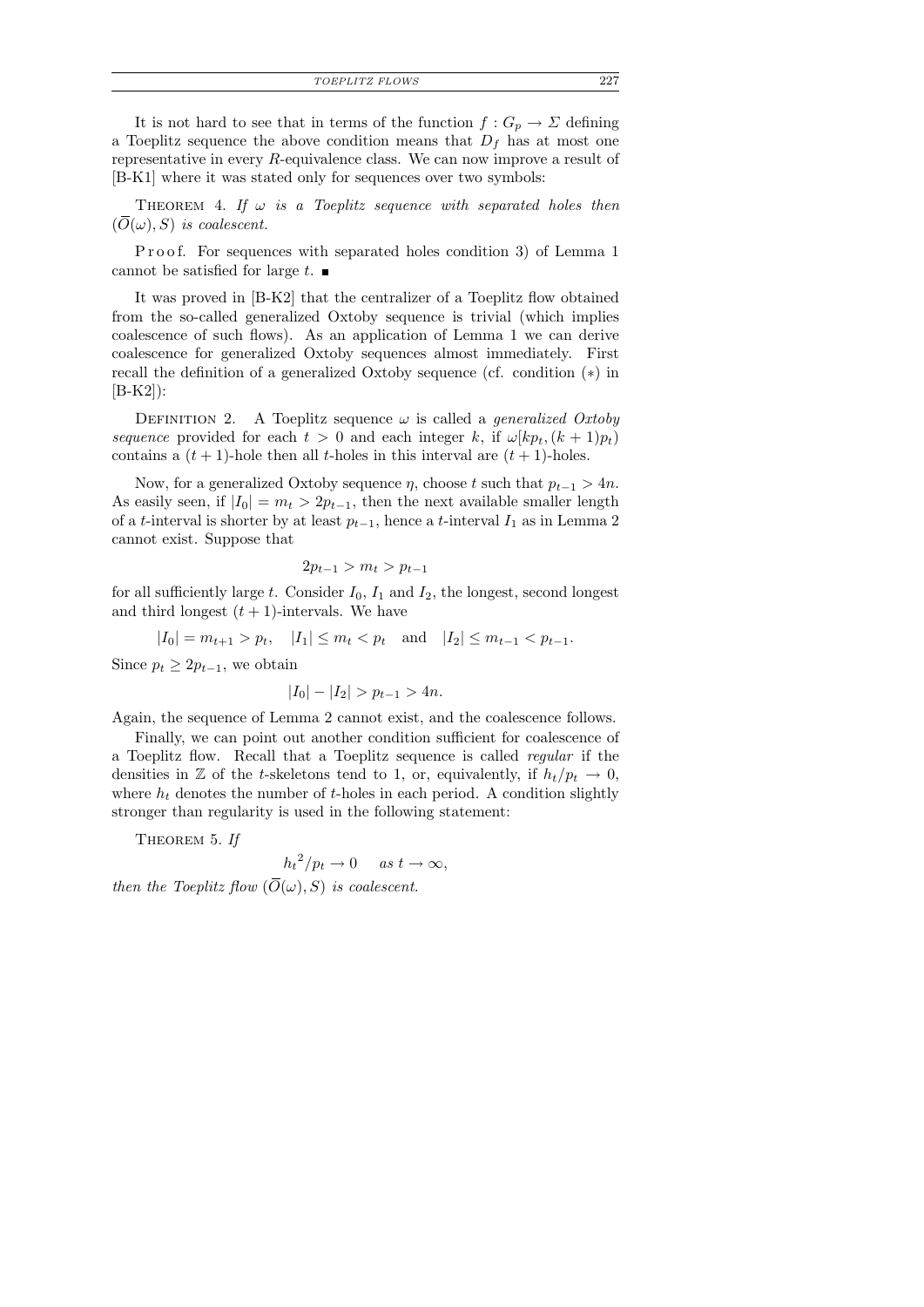It is not hard to see that in terms of the function $f : G_p \to \Sigma$ defining a Toeplitz sequence the above condition means that $D_f$ has at most one representative in every $R$-equivalence class. We can now improve a result of [B-K1] where it was stated only for sequences over two symbols:

THEOREM 4. *If $\omega$ is a Toeplitz sequence with separated holes then $(\overline{O}(\omega), S)$ is coalescent.*

Proof. For sequences with separated holes condition 3) of Lemma 1 cannot be satisfied for large $t$. ∎

It was proved in [B-K2] that the centralizer of a Toeplitz flow obtained from the so-called generalized Oxtoby sequence is trivial (which implies coalescence of such flows). As an application of Lemma 1 we can derive coalescence for generalized Oxtoby sequences almost immediately. First recall the definition of a generalized Oxtoby sequence (cf. condition $(*)$ in [B-K2]):

DEFINITION 2. A Toeplitz sequence $\omega$ is called a *generalized Oxtoby sequence* provided for each $t > 0$ and each integer $k$, if $\omega[kp_t, (k+1)p_t)$ contains a $(t+1)$-hole then all $t$-holes in this interval are $(t+1)$-holes.

Now, for a generalized Oxtoby sequence $\eta$, choose $t$ such that $p_{t-1} > 4n$. As easily seen, if $|I_0| = m_t > 2p_{t-1}$, then the next available smaller length of a $t$-interval is shorter by at least $p_{t-1}$, hence a $t$-interval $I_1$ as in Lemma 2 cannot exist. Suppose that

$$2p_{t-1} > m_t > p_{t-1}$$

for all sufficiently large $t$. Consider $I_0$, $I_1$ and $I_2$, the longest, second longest and third longest $(t+1)$-intervals. We have

$$|I_0| = m_{t+1} > p_t, \quad |I_1| \le m_t < p_t \quad \text{and} \quad |I_2| \le m_{t-1} < p_{t-1}.$$

Since $p_t \ge 2p_{t-1}$, we obtain

$$|I_0| - |I_2| > p_{t-1} > 4n.$$

Again, the sequence of Lemma 2 cannot exist, and the coalescence follows.

Finally, we can point out another condition sufficient for coalescence of a Toeplitz flow. Recall that a Toeplitz sequence is called *regular* if the densities in $\mathbb{Z}$ of the $t$-skeletons tend to 1, or, equivalently, if $h_t/p_t \to 0$, where $h_t$ denotes the number of $t$-holes in each period. A condition slightly stronger than regularity is used in the following statement:

THEOREM 5. *If*

$$h_t^2/p_t \to 0 \quad \text{as } t \to \infty,$$

*then the Toeplitz flow $(\overline{O}(\omega), S)$ is coalescent.*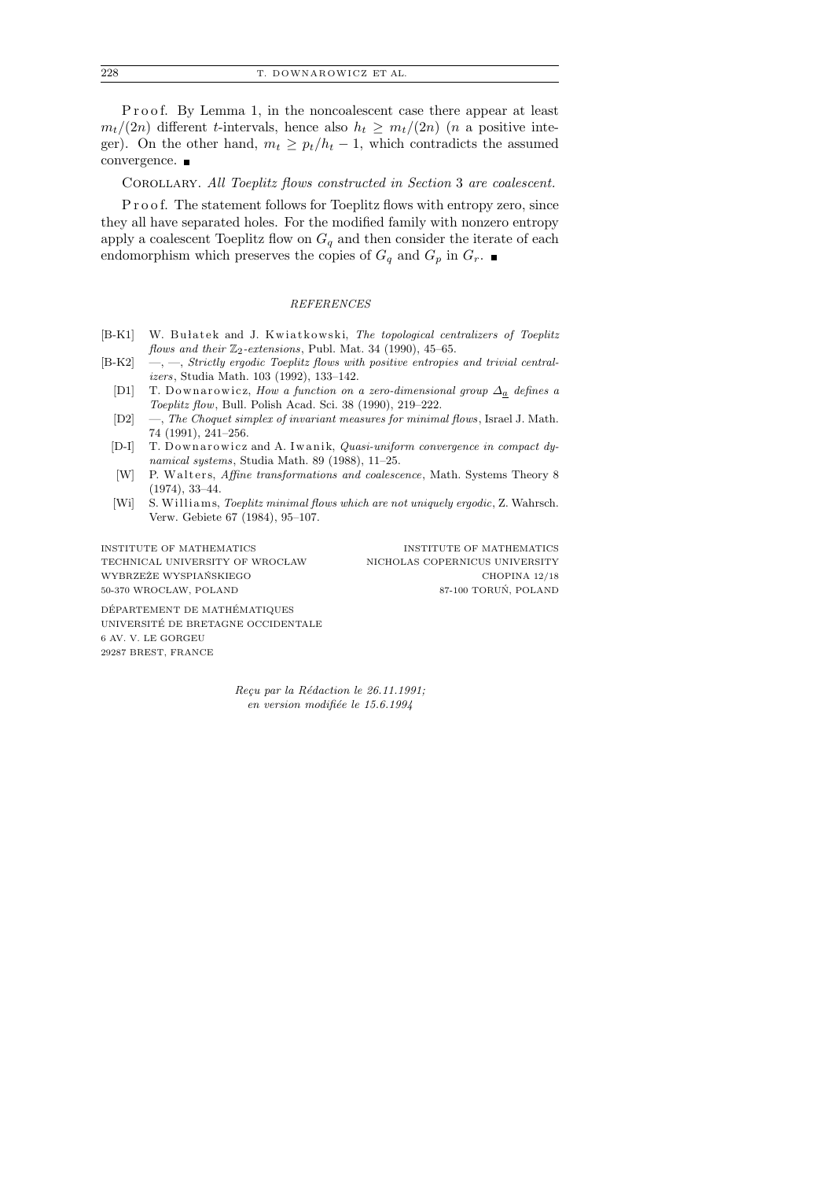Proof. By Lemma 1, in the noncoalescent case there appear at least $m_t/(2n)$ different $t$-intervals, hence also $h_t \geq m_t/(2n)$ ($n$ a positive integer). On the other hand, $m_t \geq p_t/h_t - 1$, which contradicts the assumed convergence. ■

COROLLARY. *All Toeplitz flows constructed in Section* 3 *are coalescent.*

Proof. The statement follows for Toeplitz flows with entropy zero, since they all have separated holes. For the modified family with nonzero entropy apply a coalescent Toeplitz flow on $G_q$ and then consider the iterate of each endomorphism which preserves the copies of $G_q$ and $G_p$ in $G_r$. ■

## REFERENCES

- [B-K1] W. Bułatek and J. Kwiatkowski, *The topological centralizers of Toeplitz flows and their $\mathbb{Z}_2$-extensions*, Publ. Mat. 34 (1990), 45–65.
- [B-K2] —, —, *Strictly ergodic Toeplitz flows with positive entropies and trivial centralizers*, Studia Math. 103 (1992), 133–142.
- [D1] T. Downarowicz, *How a function on a zero-dimensional group $\Delta_{\underline{a}}$ defines a Toeplitz flow*, Bull. Polish Acad. Sci. 38 (1990), 219–222.
- [D2] —, *The Choquet simplex of invariant measures for minimal flows*, Israel J. Math. 74 (1991), 241–256.
- [D-I] T. Downarowicz and A. Iwanik, *Quasi-uniform convergence in compact dynamical systems*, Studia Math. 89 (1988), 11–25.
- [W] P. Walters, *Affine transformations and coalescence*, Math. Systems Theory 8 (1974), 33–44.
- [Wi] S. Williams, *Toeplitz minimal flows which are not uniquely ergodic*, Z. Wahrsch. Verw. Gebiete 67 (1984), 95–107.

INSTITUTE OF MATHEMATICS
TECHNICAL UNIVERSITY OF WROCŁAW
WYBRZEŻE WYSPIAŃSKIEGO
50-370 WROCŁAW, POLAND

INSTITUTE OF MATHEMATICS
NICHOLAS COPERNICUS UNIVERSITY
CHOPINA 12/18
87-100 TORUŃ, POLAND

DÉPARTEMENT DE MATHÉMATIQUES
UNIVERSITÉ DE BRETAGNE OCCIDENTALE
6 AV. V. LE GORGEU
29287 BREST, FRANCE

*Reçu par la Rédaction le 26.11.1991;*
*en version modifiée le 15.6.1994*